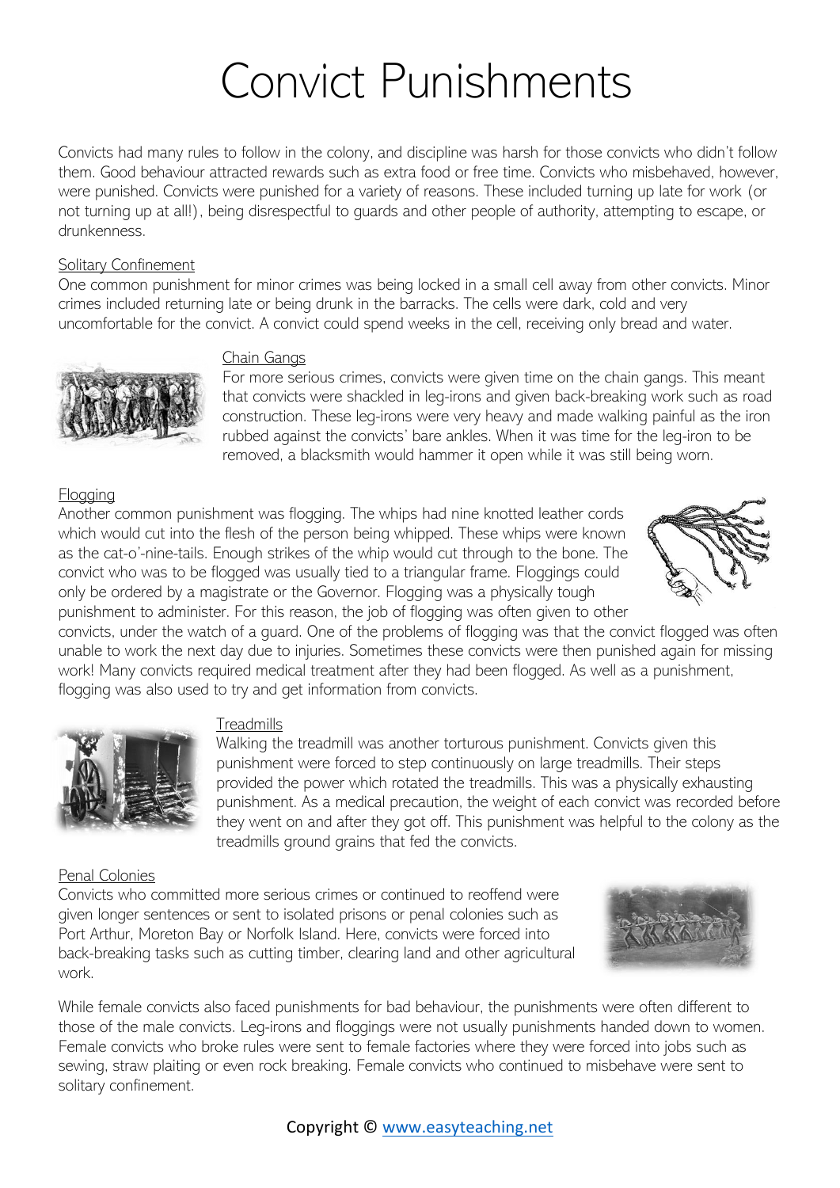# Convict Punishments

Convicts had many rules to follow in the colony, and discipline was harsh for those convicts who didn't follow them. Good behaviour attracted rewards such as extra food or free time. Convicts who misbehaved, however, were punished. Convicts were punished for a variety of reasons. These included turning up late for work (or not turning up at all!), being disrespectful to guards and other people of authority, attempting to escape, or drunkenness.

## Solitary Confinement

One common punishment for minor crimes was being locked in a small cell away from other convicts. Minor crimes included returning late or being drunk in the barracks. The cells were dark, cold and very uncomfortable for the convict. A convict could spend weeks in the cell, receiving only bread and water.

## Chain Gangs

For more serious crimes, convicts were given time on the chain gangs. This meant that convicts were shackled in leg-irons and given back-breaking work such as road construction. These leg-irons were very heavy and made walking painful as the iron rubbed against the convicts' bare ankles. When it was time for the leg-iron to be removed, a blacksmith would hammer it open while it was still being worn.

## Flogging

Another common punishment was flogging. The whips had nine knotted leather cords which would cut into the flesh of the person being whipped. These whips were known as the cat-o'-nine-tails. Enough strikes of the whip would cut through to the bone. The convict who was to be flogged was usually tied to a triangular frame. Floggings could only be ordered by a magistrate or the Governor. Flogging was a physically tough punishment to administer. For this reason, the job of flogging was often given to other convicts, under the watch of a guard. One of the problems of flogging was that the convict flogged was often unable to work the next day due to injuries. Sometimes these convicts were then punished again for missing work! Many convicts required medical treatment after they had been flogged. As well as a punishment, flogging was also used to try and get information from convicts.

## Treadmills

Walking the treadmill was another torturous punishment. Convicts given this punishment were forced to step continuously on large treadmills. Their steps provided the power which rotated the treadmills. This was a physically exhausting punishment. As a medical precaution, the weight of each convict was recorded before they went on and after they got off. This punishment was helpful to the colony as the treadmills ground grains that fed the convicts.

## Penal Colonies

Convicts who committed more serious crimes or continued to reoffend were given longer sentences or sent to isolated prisons or penal colonies such as Port Arthur, Moreton Bay or Norfolk Island. Here, convicts were forced into back-breaking tasks such as cutting timber, clearing land and other agricultural work.

While female convicts also faced punishments for bad behaviour, the punishments were often different to those of the male convicts. Leg-irons and floggings were not usually punishments handed down to women. Female convicts who broke rules were sent to female factories where they were forced into jobs such as sewing, straw plaiting or even rock breaking. Female convicts who continued to misbehave were sent to solitary confinement.

Copyright © www.easyteaching.net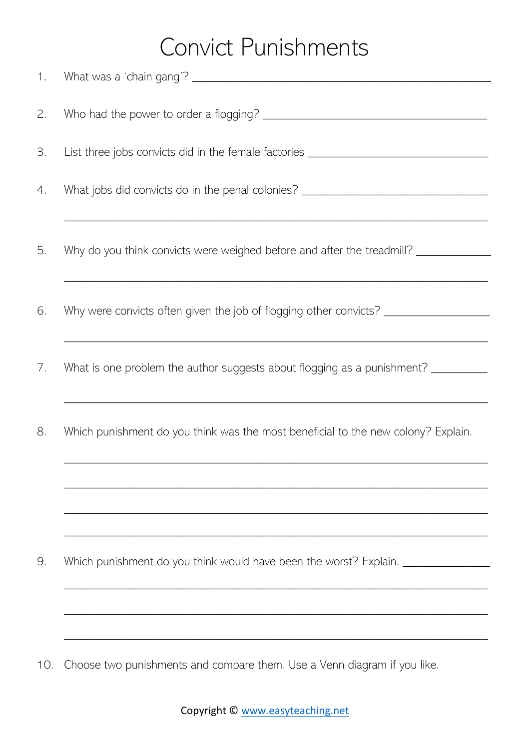# Convict Punishments

1. What was a 'chain gang'? ______________________________________________

2. Who had the power to order a flogging? ______________________________________

3. List three jobs convicts did in the female factories ______________________________

4. What jobs did convicts do in the penal colonies? ______________________________

   ____________________________________________________________________

5. Why do you think convicts were weighed before and after the treadmill? ___________

   ____________________________________________________________________

6. Why were convicts often given the job of flogging other convicts? ________________

   ____________________________________________________________________

7. What is one problem the author suggests about flogging as a punishment? _________

   ____________________________________________________________________

8. Which punishment do you think was the most beneficial to the new colony? Explain.

   ____________________________________________________________________

   ____________________________________________________________________

   ____________________________________________________________________

   ____________________________________________________________________

9. Which punishment do you think would have been the worst? Explain. _____________

   ____________________________________________________________________

   ____________________________________________________________________

   ____________________________________________________________________

10. Choose two punishments and compare them. Use a Venn diagram if you like.

Copyright © www.easyteaching.net